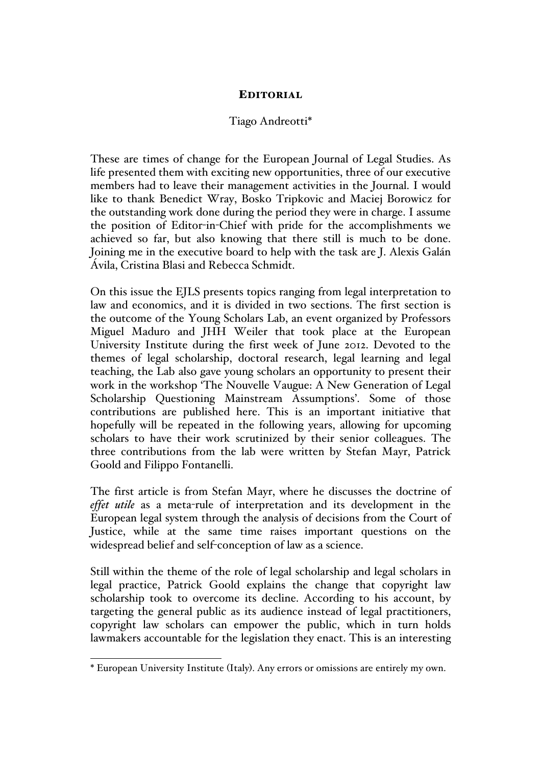# EDITORIAL

Tiago Andreotti*

These are times of change for the European Journal of Legal Studies. As life presented them with exciting new opportunities, three of our executive members had to leave their management activities in the Journal. I would like to thank Benedict Wray, Bosko Tripkovic and Maciej Borowicz for the outstanding work done during the period they were in charge. I assume the position of Editor-in-Chief with pride for the accomplishments we achieved so far, but also knowing that there still is much to be done. Joining me in the executive board to help with the task are J. Alexis Galán Ávila, Cristina Blasi and Rebecca Schmidt.

On this issue the EJLS presents topics ranging from legal interpretation to law and economics, and it is divided in two sections. The first section is the outcome of the Young Scholars Lab, an event organized by Professors Miguel Maduro and JHH Weiler that took place at the European University Institute during the first week of June 2012. Devoted to the themes of legal scholarship, doctoral research, legal learning and legal teaching, the Lab also gave young scholars an opportunity to present their work in the workshop 'The Nouvelle Vaugue: A New Generation of Legal Scholarship Questioning Mainstream Assumptions'. Some of those contributions are published here. This is an important initiative that hopefully will be repeated in the following years, allowing for upcoming scholars to have their work scrutinized by their senior colleagues. The three contributions from the lab were written by Stefan Mayr, Patrick Goold and Filippo Fontanelli.

The first article is from Stefan Mayr, where he discusses the doctrine of *effet utile* as a meta-rule of interpretation and its development in the European legal system through the analysis of decisions from the Court of Justice, while at the same time raises important questions on the widespread belief and self-conception of law as a science.

Still within the theme of the role of legal scholarship and legal scholars in legal practice, Patrick Goold explains the change that copyright law scholarship took to overcome its decline. According to his account, by targeting the general public as its audience instead of legal practitioners, copyright law scholars can empower the public, which in turn holds lawmakers accountable for the legislation they enact. This is an interesting

* European University Institute (Italy). Any errors or omissions are entirely my own.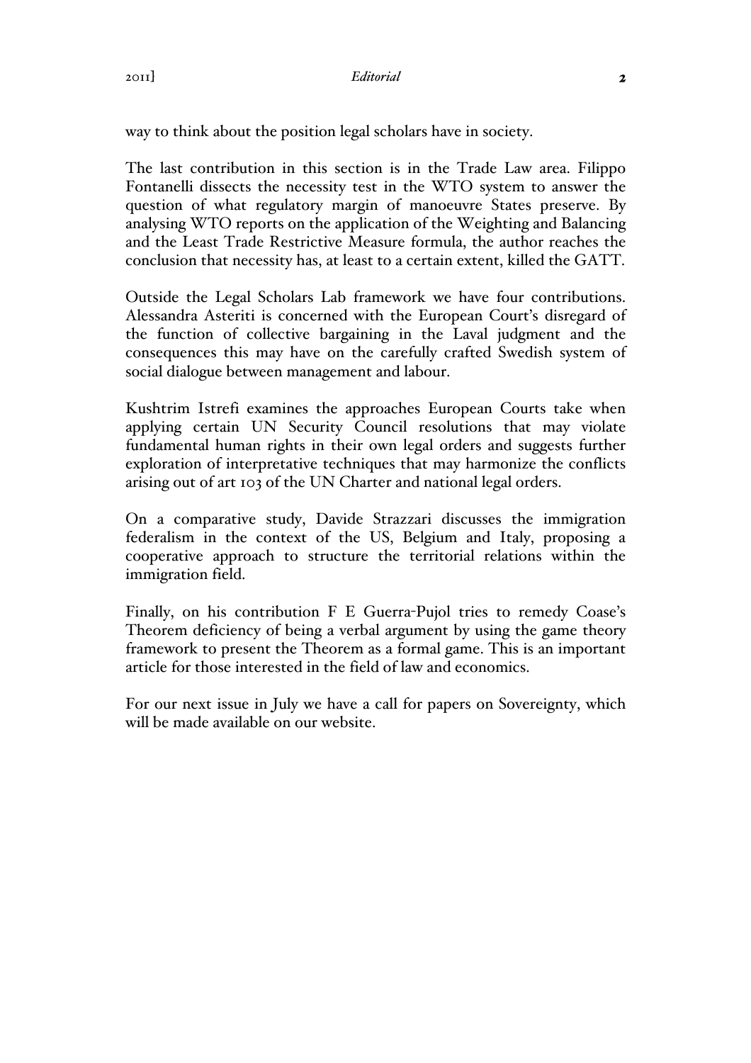way to think about the position legal scholars have in society.

The last contribution in this section is in the Trade Law area. Filippo Fontanelli dissects the necessity test in the WTO system to answer the question of what regulatory margin of manoeuvre States preserve. By analysing WTO reports on the application of the Weighting and Balancing and the Least Trade Restrictive Measure formula, the author reaches the conclusion that necessity has, at least to a certain extent, killed the GATT.

Outside the Legal Scholars Lab framework we have four contributions. Alessandra Asteriti is concerned with the European Court's disregard of the function of collective bargaining in the Laval judgment and the consequences this may have on the carefully crafted Swedish system of social dialogue between management and labour.

Kushtrim Istrefi examines the approaches European Courts take when applying certain UN Security Council resolutions that may violate fundamental human rights in their own legal orders and suggests further exploration of interpretative techniques that may harmonize the conflicts arising out of art 103 of the UN Charter and national legal orders.

On a comparative study, Davide Strazzari discusses the immigration federalism in the context of the US, Belgium and Italy, proposing a cooperative approach to structure the territorial relations within the immigration field.

Finally, on his contribution F E Guerra-Pujol tries to remedy Coase's Theorem deficiency of being a verbal argument by using the game theory framework to present the Theorem as a formal game. This is an important article for those interested in the field of law and economics.

For our next issue in July we have a call for papers on Sovereignty, which will be made available on our website.